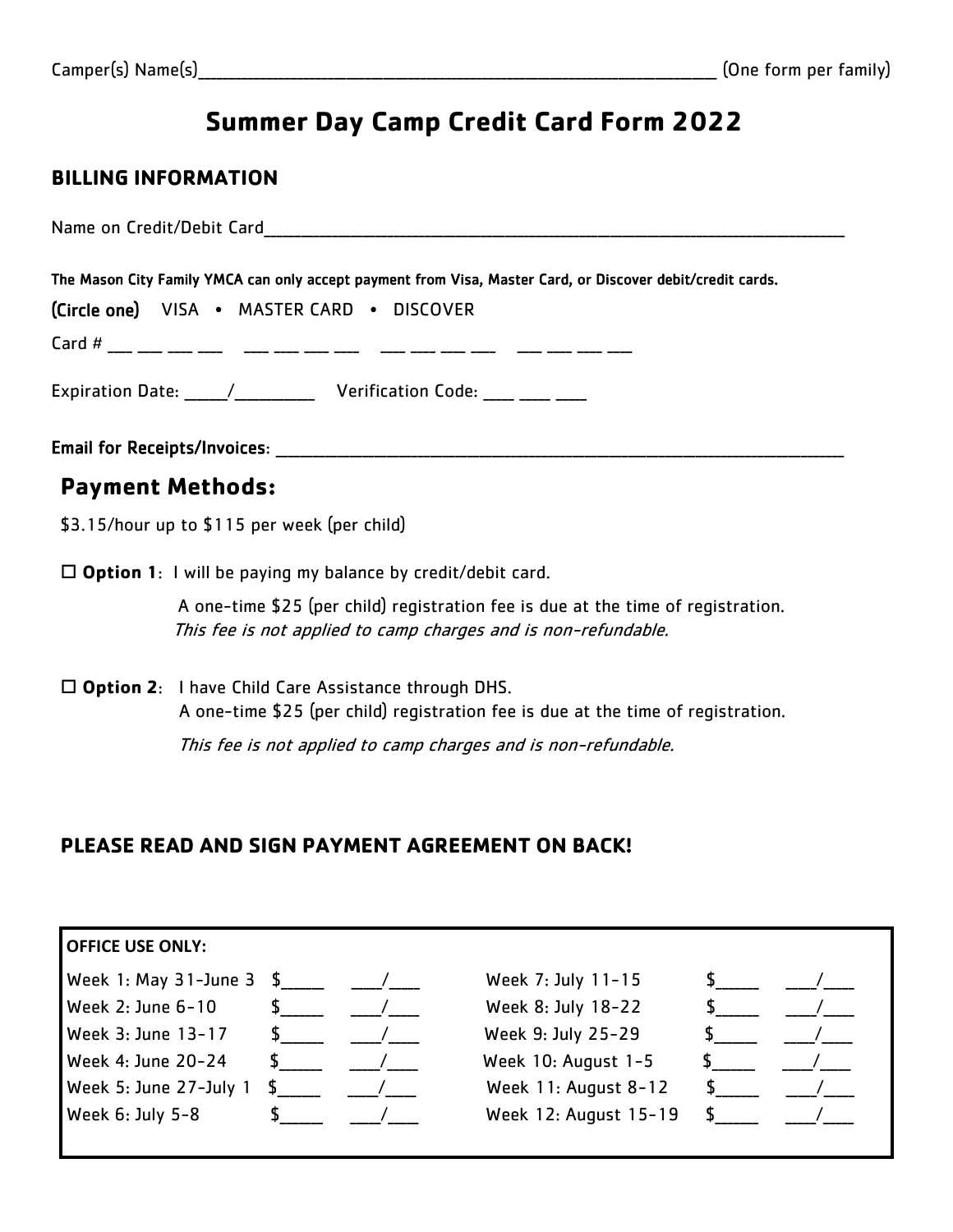Camper(s) Name(s)_______________________________________________ (One form per family)

# Summer Day Camp Credit Card Form 2022

## BILLING INFORMATION

Name on Credit/Debit Card_______________________________________________________

The Mason City Family YMCA can only accept payment from Visa, Master Card, or Discover debit/credit cards.

(Circle one) VISA • MASTER CARD • DISCOVER

Card # ___ ___ ___ ___ ___ ___ ___ ___ ___ ___ ___ ___ ___ ___ ___ ___

Expiration Date: _____/_________ Verification Code: ___ ___ ___

Email for Receipts/Invoices: _______________________________________________________

## Payment Methods:

$3.15/hour up to $115 per week (per child)

☐ **Option 1**: I will be paying my balance by credit/debit card.

A one-time $25 (per child) registration fee is due at the time of registration.
*This fee is not applied to camp charges and is non-refundable.*

☐ **Option 2**: I have Child Care Assistance through DHS.
A one-time $25 (per child) registration fee is due at the time of registration.

*This fee is not applied to camp charges and is non-refundable.*

## PLEASE READ AND SIGN PAYMENT AGREEMENT ON BACK!

**OFFICE USE ONLY:**

| | | | | | |
|---|---|---|---|---|---|
| Week 1: May 31-June 3 | $_____ | ___/___ | Week 7: July 11-15 | $_____ | ___/___ |
| Week 2: June 6-10 | $_____ | ___/___ | Week 8: July 18-22 | $_____ | ___/___ |
| Week 3: June 13-17 | $_____ | ___/___ | Week 9: July 25-29 | $_____ | ___/___ |
| Week 4: June 20-24 | $_____ | ___/___ | Week 10: August 1-5 | $_____ | ___/___ |
| Week 5: June 27-July 1 | $_____ | ___/___ | Week 11: August 8-12 | $_____ | ___/___ |
| Week 6: July 5-8 | $_____ | ___/___ | Week 12: August 15-19 | $_____ | ___/___ |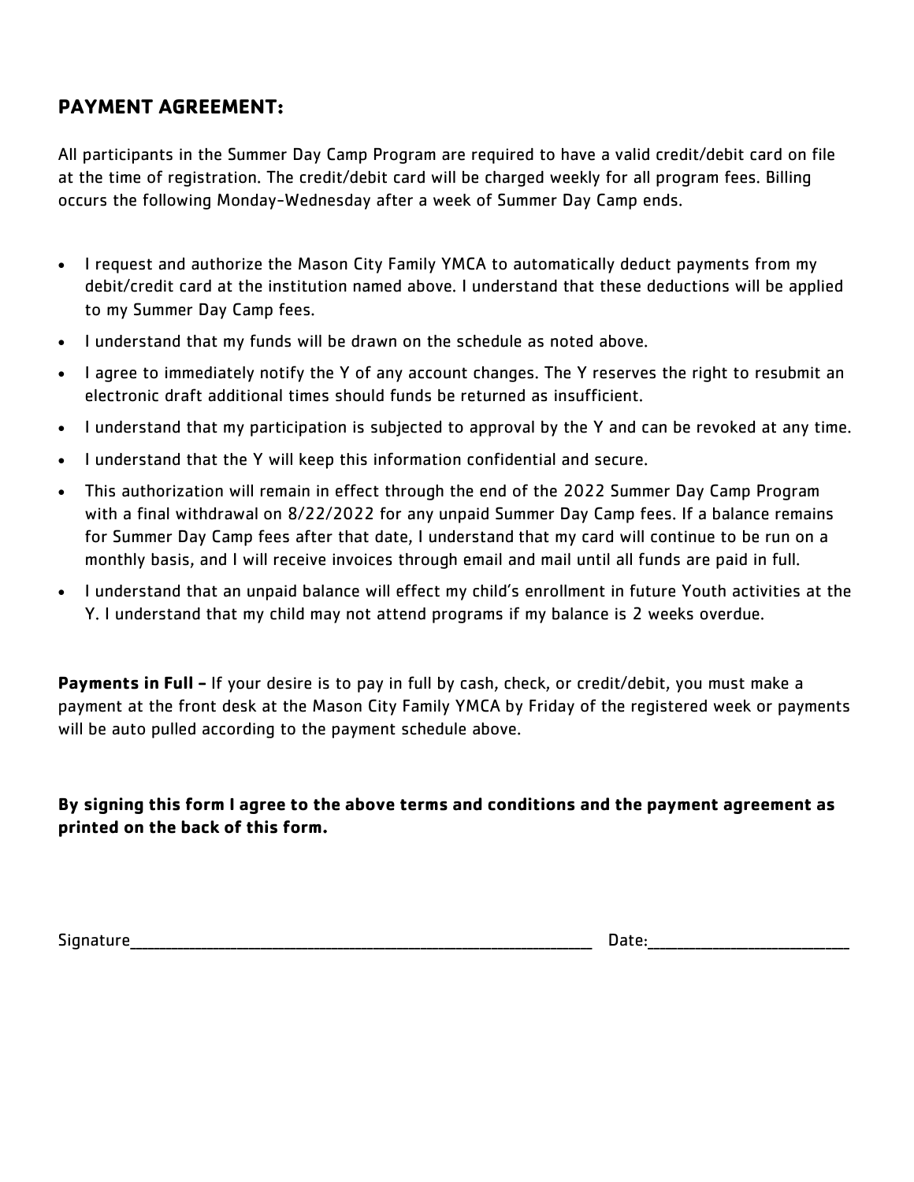## PAYMENT AGREEMENT:

All participants in the Summer Day Camp Program are required to have a valid credit/debit card on file at the time of registration. The credit/debit card will be charged weekly for all program fees. Billing occurs the following Monday-Wednesday after a week of Summer Day Camp ends.

- I request and authorize the Mason City Family YMCA to automatically deduct payments from my debit/credit card at the institution named above. I understand that these deductions will be applied to my Summer Day Camp fees.
- I understand that my funds will be drawn on the schedule as noted above.
- I agree to immediately notify the Y of any account changes. The Y reserves the right to resubmit an electronic draft additional times should funds be returned as insufficient.
- I understand that my participation is subjected to approval by the Y and can be revoked at any time.
- I understand that the Y will keep this information confidential and secure.
- This authorization will remain in effect through the end of the 2022 Summer Day Camp Program with a final withdrawal on 8/22/2022 for any unpaid Summer Day Camp fees. If a balance remains for Summer Day Camp fees after that date, I understand that my card will continue to be run on a monthly basis, and I will receive invoices through email and mail until all funds are paid in full.
- I understand that an unpaid balance will effect my child's enrollment in future Youth activities at the Y. I understand that my child may not attend programs if my balance is 2 weeks overdue.

**Payments in Full –** If your desire is to pay in full by cash, check, or credit/debit, you must make a payment at the front desk at the Mason City Family YMCA by Friday of the registered week or payments will be auto pulled according to the payment schedule above.

**By signing this form I agree to the above terms and conditions and the payment agreement as printed on the back of this form.**

Signature_______________________________________________ Date:____________________